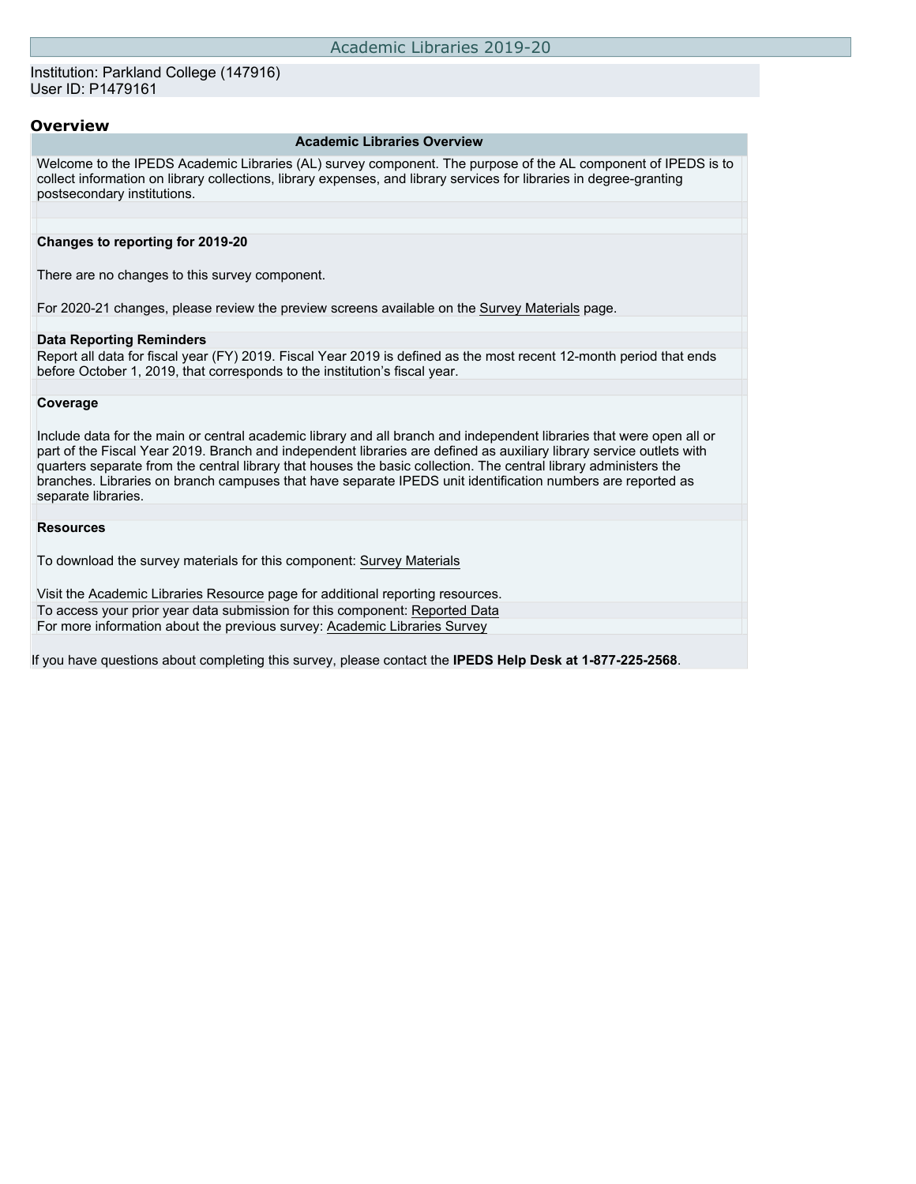# Academic Libraries 2019-20

Institution: Parkland College (147916)
User ID: P1479161

## Overview

### Academic Libraries Overview

Welcome to the IPEDS Academic Libraries (AL) survey component. The purpose of the AL component of IPEDS is to collect information on library collections, library expenses, and library services for libraries in degree-granting postsecondary institutions.

**Changes to reporting for 2019-20**

There are no changes to this survey component.

For 2020-21 changes, please review the preview screens available on the Survey Materials page.

**Data Reporting Reminders**

Report all data for fiscal year (FY) 2019. Fiscal Year 2019 is defined as the most recent 12-month period that ends before October 1, 2019, that corresponds to the institution's fiscal year.

**Coverage**

Include data for the main or central academic library and all branch and independent libraries that were open all or part of the Fiscal Year 2019. Branch and independent libraries are defined as auxiliary library service outlets with quarters separate from the central library that houses the basic collection. The central library administers the branches. Libraries on branch campuses that have separate IPEDS unit identification numbers are reported as separate libraries.

**Resources**

To download the survey materials for this component: Survey Materials

Visit the Academic Libraries Resource page for additional reporting resources.

To access your prior year data submission for this component: Reported Data

For more information about the previous survey: Academic Libraries Survey

If you have questions about completing this survey, please contact the **IPEDS Help Desk at 1-877-225-2568**.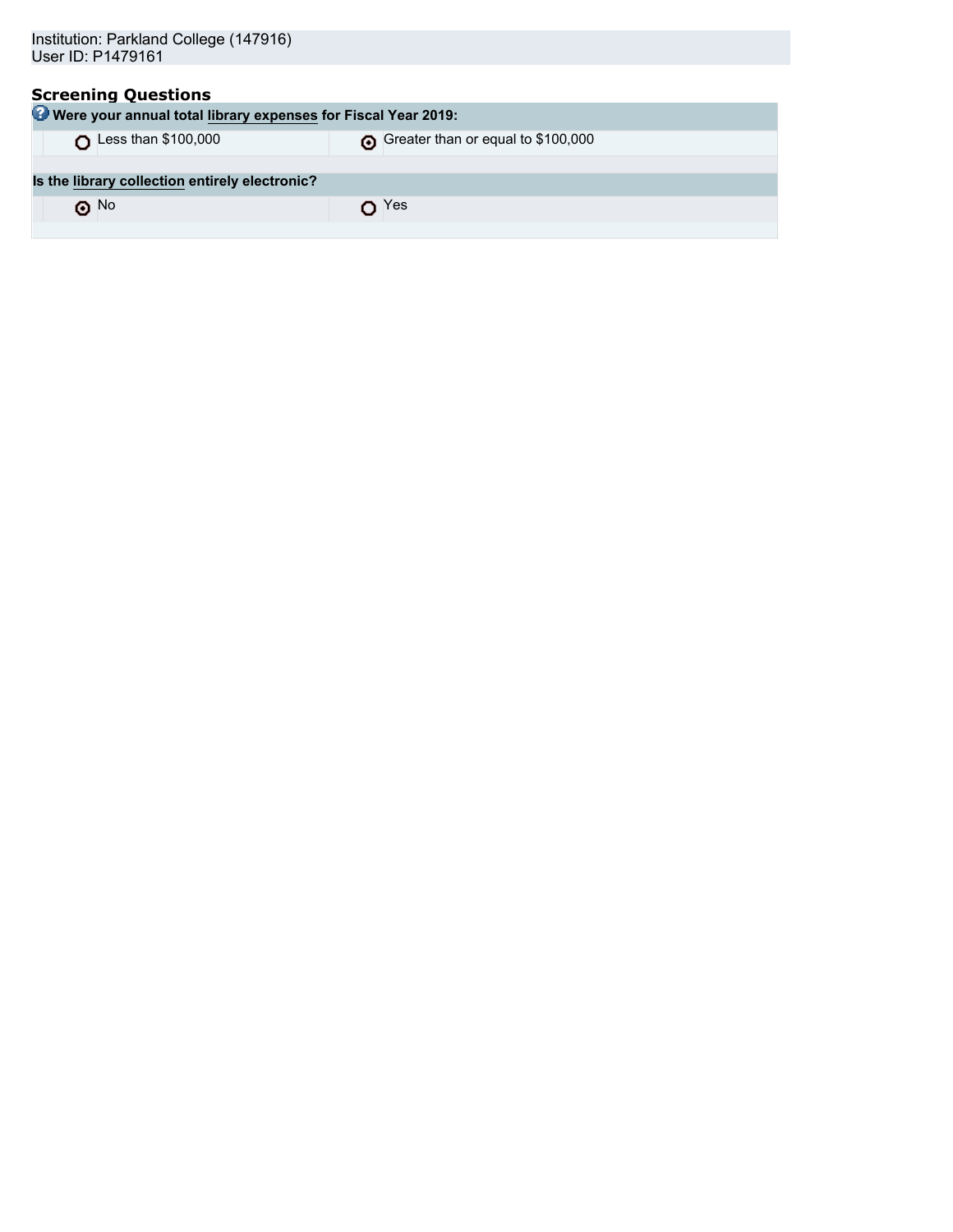Institution: Parkland College (147916)
User ID: P1479161

## Screening Questions

**Were your annual total library expenses for Fiscal Year 2019:**

| | |
|---|---|
| ○ Less than $100,000 | ◉ Greater than or equal to $100,000 |

**Is the library collection entirely electronic?**

| | |
|---|---|
| ◉ No | ○ Yes |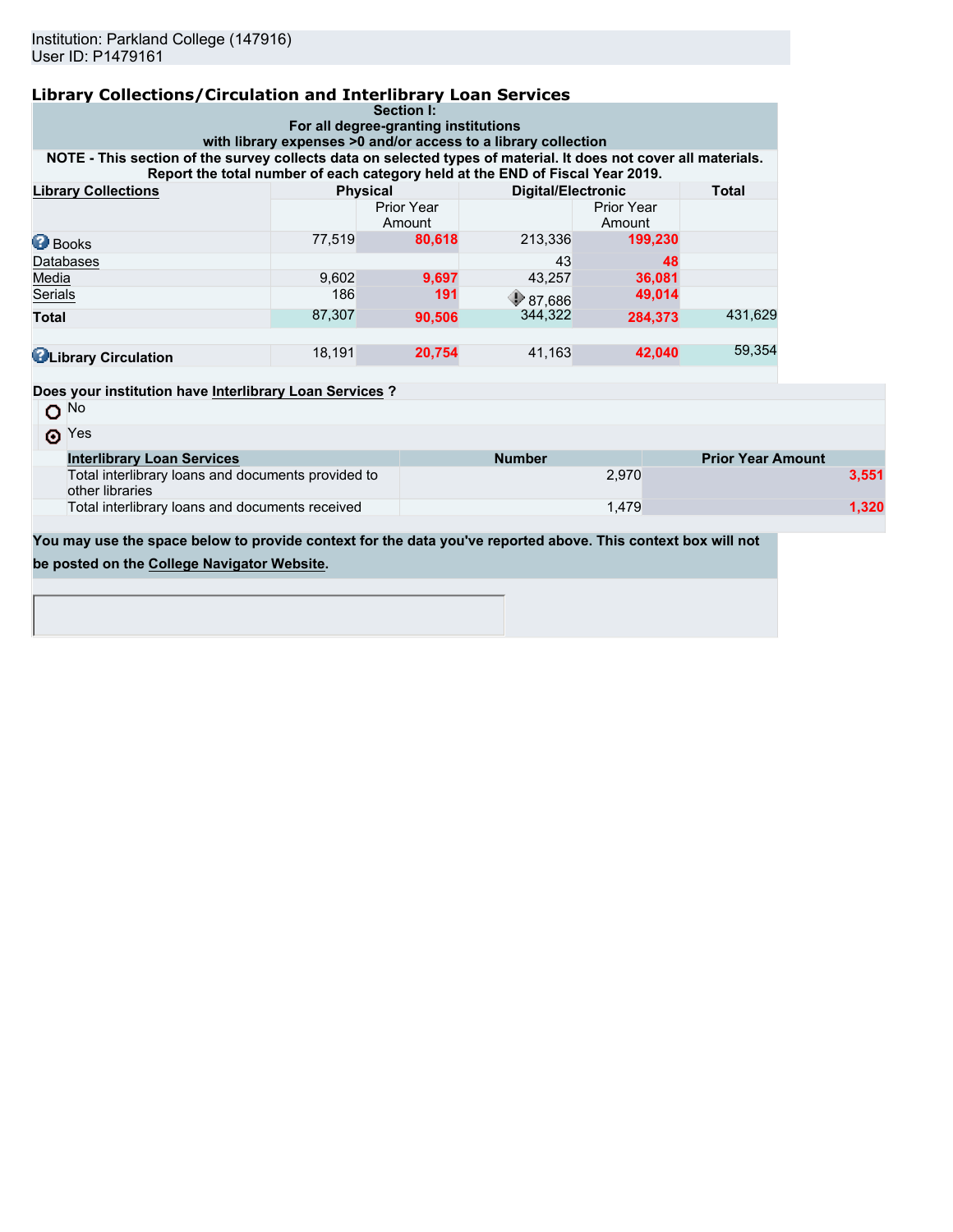Institution: Parkland College (147916)
User ID: P1479161

## Library Collections/Circulation and Interlibrary Loan Services

**Section I:**
**For all degree-granting institutions with library expenses >0 and/or access to a library collection**

**NOTE - This section of the survey collects data on selected types of material. It does not cover all materials. Report the total number of each category held at the END of Fiscal Year 2019.**

| Library Collections | Physical | | Digital/Electronic | | Total |
|---|---|---|---|---|---|
| | | Prior Year Amount | | Prior Year Amount | |
| Books | 77,519 | **80,618** | 213,336 | **199,230** | |
| Databases | | | 43 | **48** | |
| Media | 9,602 | **9,697** | 43,257 | **36,081** | |
| Serials | 186 | **191** | 87,686 | **49,014** | |
| **Total** | 87,307 | **90,506** | 344,322 | **284,373** | 431,629 |
| | | | | | |
| **Library Circulation** | 18,191 | **20,754** | 41,163 | **42,040** | 59,354 |

**Does your institution have Interlibrary Loan Services ?**

- ○ No
- ◉ Yes

| Interlibrary Loan Services | Number | Prior Year Amount |
|---|---|---|
| Total interlibrary loans and documents provided to other libraries | 2,970 | **3,551** |
| Total interlibrary loans and documents received | 1,479 | **1,320** |

**You may use the space below to provide context for the data you've reported above. This context box will not be posted on the College Navigator Website.**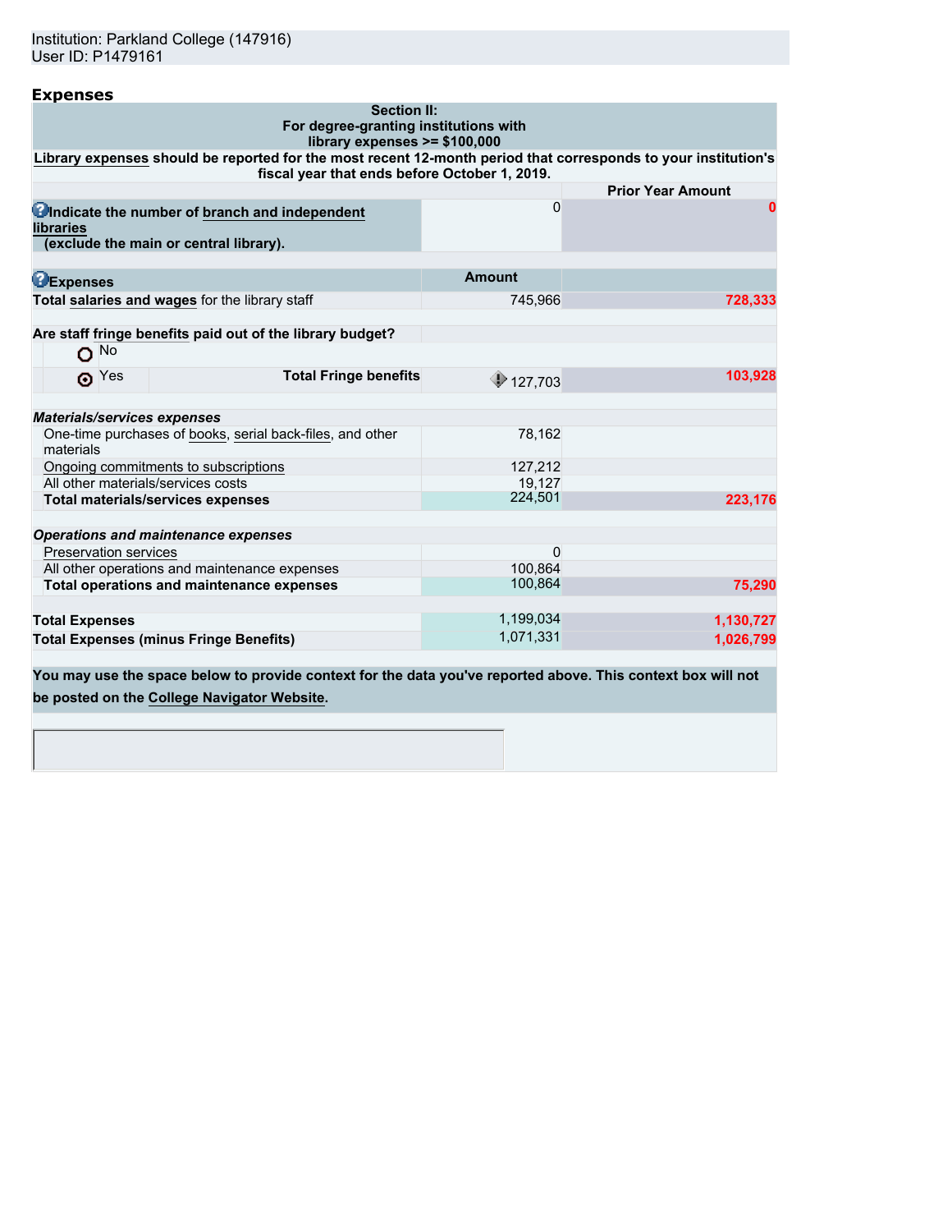Institution: Parkland College (147916)
User ID: P1479161

## Expenses

| Section II: For degree-granting institutions with library expenses >= $100,000 | | |
|---|---|---|
| **Library expenses should be reported for the most recent 12-month period that corresponds to your institution's fiscal year that ends before October 1, 2019.** | | |
| | | **Prior Year Amount** |
| **Indicate the number of branch and independent libraries (exclude the main or central library).** | 0 | 0 |
| **Expenses** | **Amount** | |
| **Total salaries and wages** for the library staff | 745,966 | 728,333 |
| **Are staff fringe benefits paid out of the library budget?** | | |
| No | | |
| ⦿ Yes — **Total Fringe benefits** | 127,703 | 103,928 |
| ***Materials/services expenses*** | | |
| One-time purchases of books, serial back-files, and other materials | 78,162 | |
| Ongoing commitments to subscriptions | 127,212 | |
| All other materials/services costs | 19,127 | |
| **Total materials/services expenses** | 224,501 | 223,176 |
| ***Operations and maintenance expenses*** | | |
| Preservation services | 0 | |
| All other operations and maintenance expenses | 100,864 | |
| **Total operations and maintenance expenses** | 100,864 | 75,290 |
| **Total Expenses** | 1,199,034 | 1,130,727 |
| **Total Expenses (minus Fringe Benefits)** | 1,071,331 | 1,026,799 |

**You may use the space below to provide context for the data you've reported above. This context box will not be posted on the College Navigator Website.**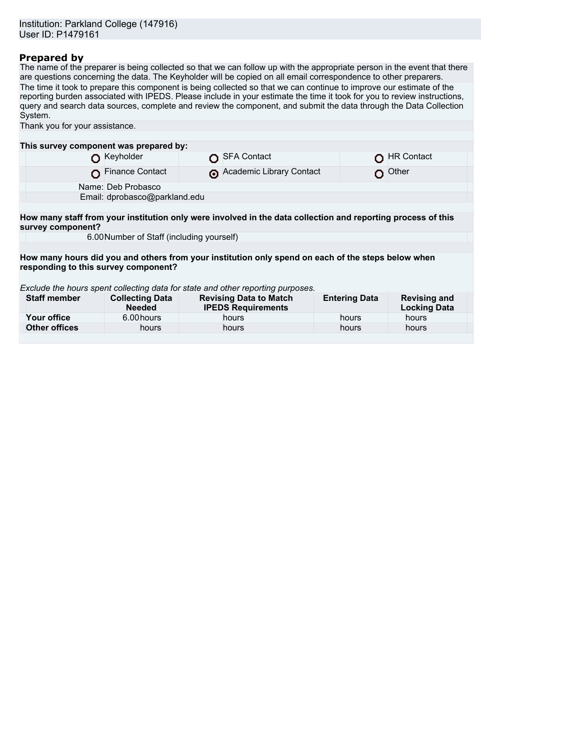Institution: Parkland College (147916)
User ID: P1479161

## Prepared by

The name of the preparer is being collected so that we can follow up with the appropriate person in the event that there are questions concerning the data. The Keyholder will be copied on all email correspondence to other preparers.

The time it took to prepare this component is being collected so that we can continue to improve our estimate of the reporting burden associated with IPEDS. Please include in your estimate the time it took for you to review instructions, query and search data sources, complete and review the component, and submit the data through the Data Collection System.

Thank you for your assistance.

**This survey component was prepared by:**

| | | |
|---|---|---|
| ○ Keyholder | ○ SFA Contact | ○ HR Contact |
| ○ Finance Contact | ◉ Academic Library Contact | ○ Other |

Name: Deb Probasco
Email: dprobasco@parkland.edu

**How many staff from your institution only were involved in the data collection and reporting process of this survey component?**

6.00 Number of Staff (including yourself)

**How many hours did you and others from your institution only spend on each of the steps below when responding to this survey component?**

*Exclude the hours spent collecting data for state and other reporting purposes.*

| Staff member | Collecting Data Needed | Revising Data to Match IPEDS Requirements | Entering Data | Revising and Locking Data |
|---|---|---|---|---|
| Your office | 6.00 hours | hours | hours | hours |
| Other offices | hours | hours | hours | hours |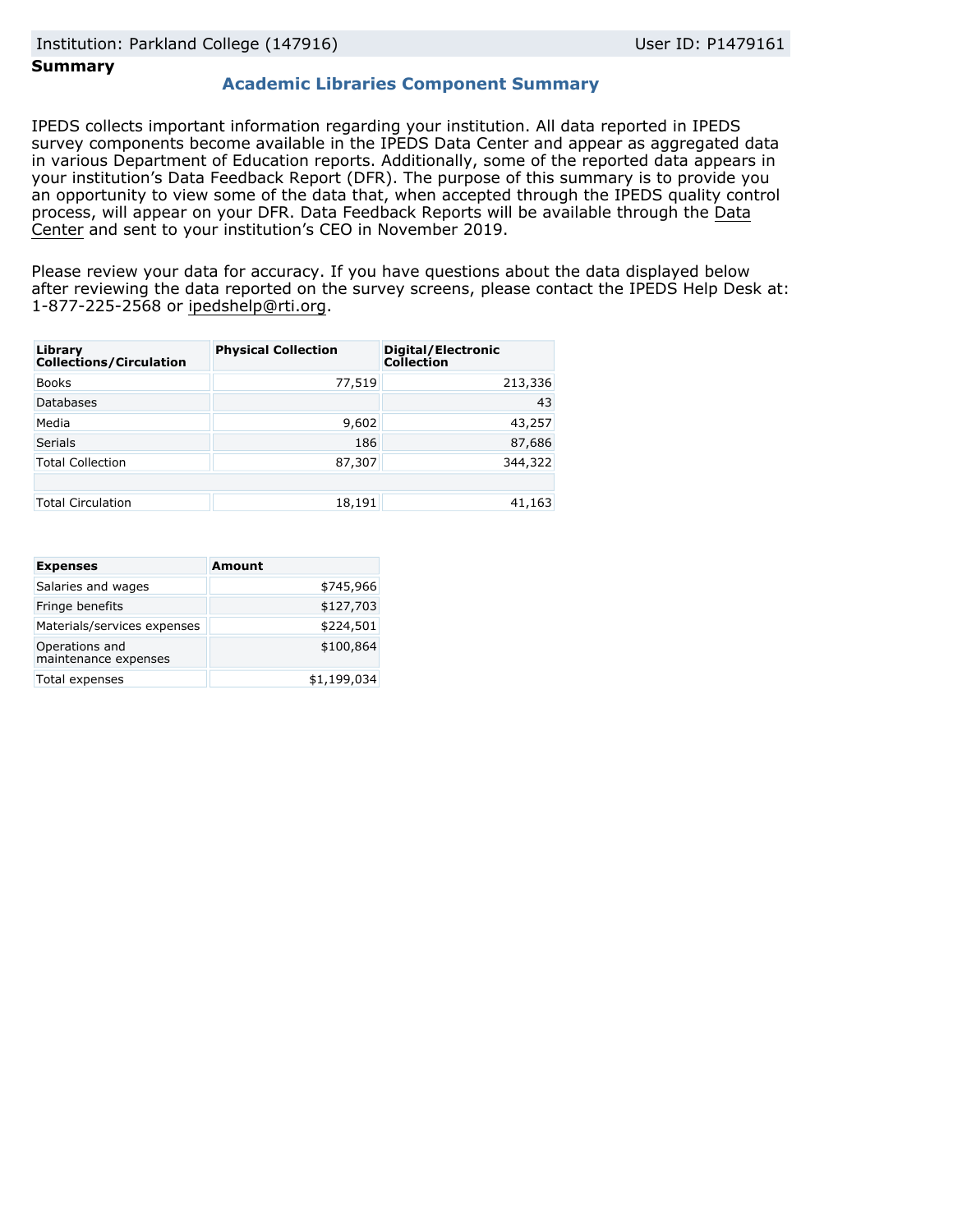Institution: Parkland College (147916) User ID: P1479161

**Summary**

## Academic Libraries Component Summary

IPEDS collects important information regarding your institution. All data reported in IPEDS survey components become available in the IPEDS Data Center and appear as aggregated data in various Department of Education reports. Additionally, some of the reported data appears in your institution's Data Feedback Report (DFR). The purpose of this summary is to provide you an opportunity to view some of the data that, when accepted through the IPEDS quality control process, will appear on your DFR. Data Feedback Reports will be available through the Data Center and sent to your institution's CEO in November 2019.

Please review your data for accuracy. If you have questions about the data displayed below after reviewing the data reported on the survey screens, please contact the IPEDS Help Desk at: 1-877-225-2568 or ipedshelp@rti.org.

| Library Collections/Circulation | Physical Collection | Digital/Electronic Collection |
|---|---|---|
| Books | 77,519 | 213,336 |
| Databases | | 43 |
| Media | 9,602 | 43,257 |
| Serials | 186 | 87,686 |
| Total Collection | 87,307 | 344,322 |
| | | |
| Total Circulation | 18,191 | 41,163 |

| Expenses | Amount |
|---|---|
| Salaries and wages | $745,966 |
| Fringe benefits | $127,703 |
| Materials/services expenses | $224,501 |
| Operations and maintenance expenses | $100,864 |
| Total expenses | $1,199,034 |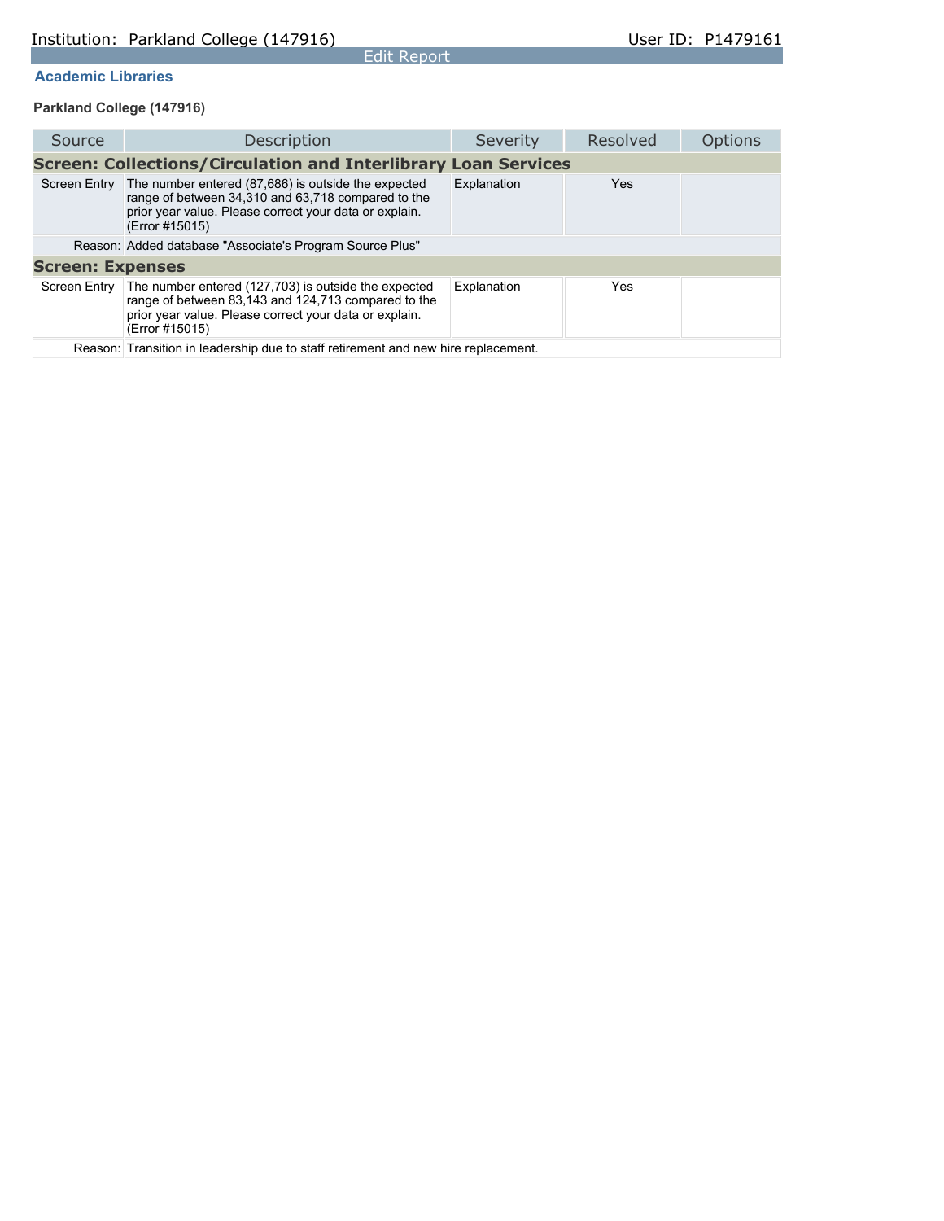Institution: Parkland College (147916) User ID: P1479161

Edit Report

## Academic Libraries

**Parkland College (147916)**

| Source | Description | Severity | Resolved | Options |
|---|---|---|---|---|
| **Screen: Collections/Circulation and Interlibrary Loan Services** | | | | |
| Screen Entry | The number entered (87,686) is outside the expected range of between 34,310 and 63,718 compared to the prior year value. Please correct your data or explain. (Error #15015) | Explanation | Yes | |
| Reason: | Added database "Associate's Program Source Plus" | | | |
| **Screen: Expenses** | | | | |
| Screen Entry | The number entered (127,703) is outside the expected range of between 83,143 and 124,713 compared to the prior year value. Please correct your data or explain. (Error #15015) | Explanation | Yes | |
| Reason: | Transition in leadership due to staff retirement and new hire replacement. | | | |